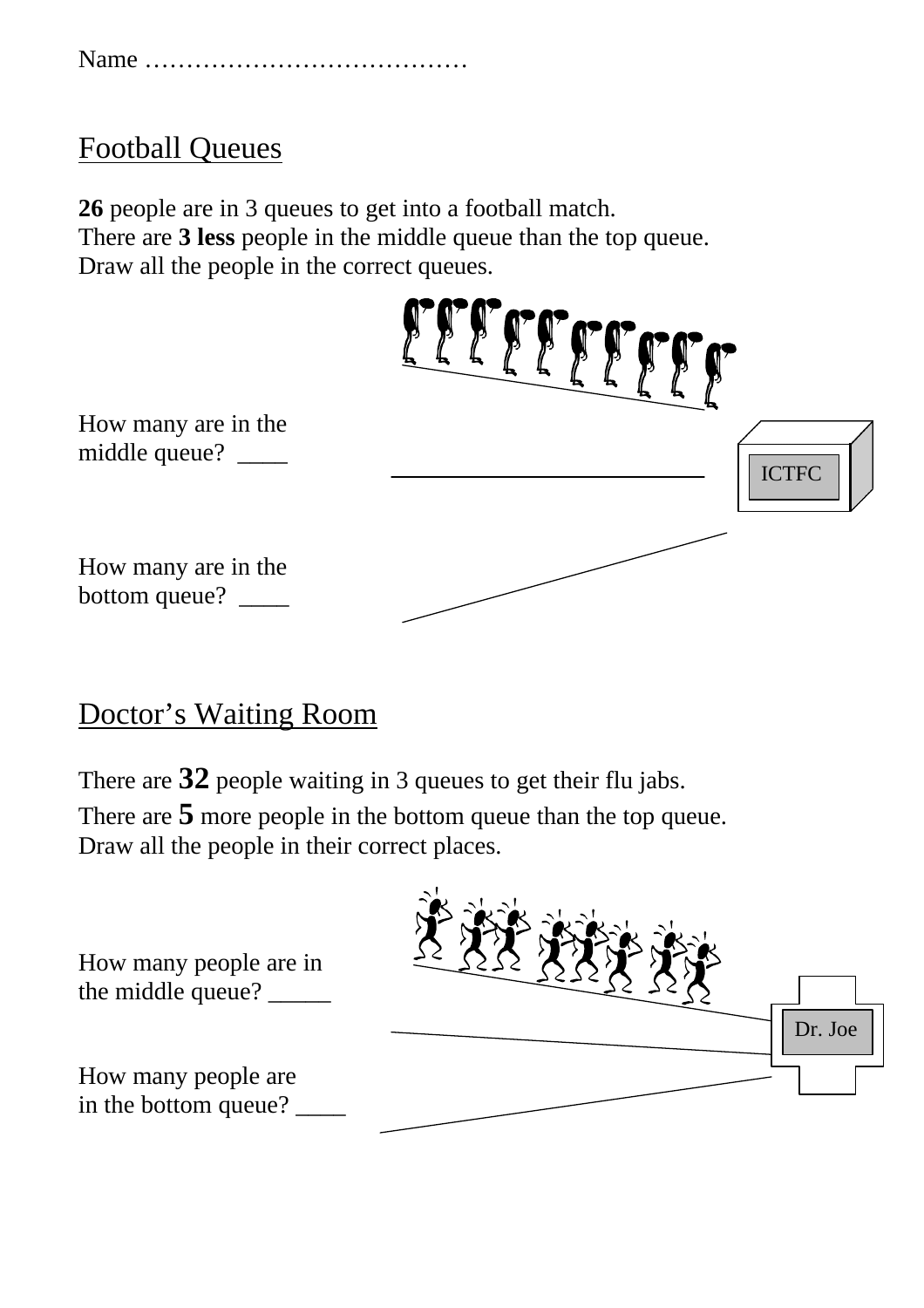Name …………………………………

## Football Queues

**26** people are in 3 queues to get into a football match.
There are **3 less** people in the middle queue than the top queue.
Draw all the people in the correct queues.

ICTFC

How many are in the middle queue? ____

How many are in the bottom queue? ____

## Doctor's Waiting Room

There are **32** people waiting in 3 queues to get their flu jabs.
There are **5** more people in the bottom queue than the top queue.
Draw all the people in their correct places.

Dr. Joe

How many people are in the middle queue? _____

How many people are in the bottom queue? ____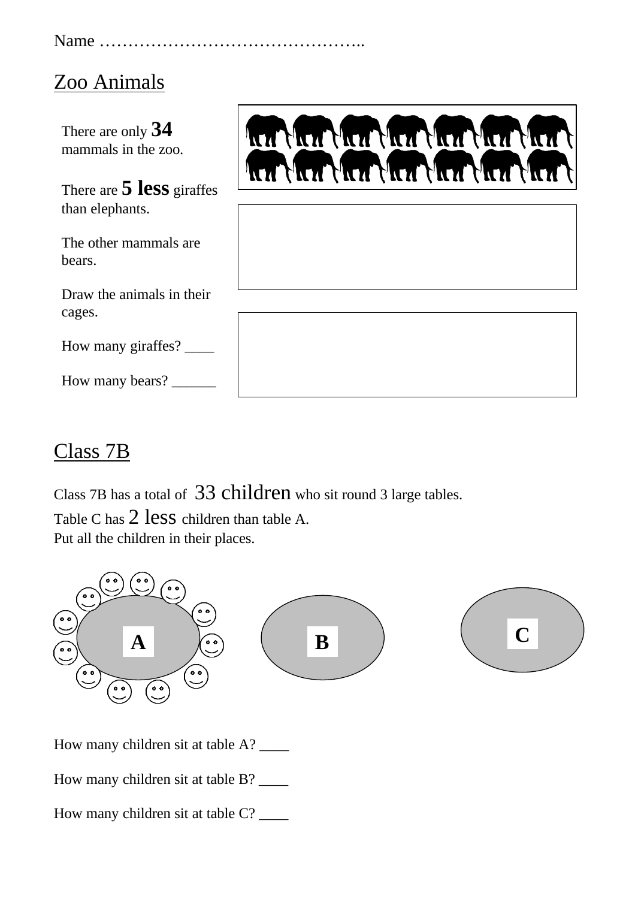Name ………………………………………..

## Zoo Animals

There are only **34** mammals in the zoo.

There are **5 less** giraffes than elephants.

The other mammals are bears.

Draw the animals in their cages.

How many giraffes? ____

How many bears? ______

## Class 7B

Class 7B has a total of 33 children who sit round 3 large tables.

Table C has 2 less children than table A.

Put all the children in their places.

A

B

C

How many children sit at table A? ____

How many children sit at table B? ____

How many children sit at table C? ____